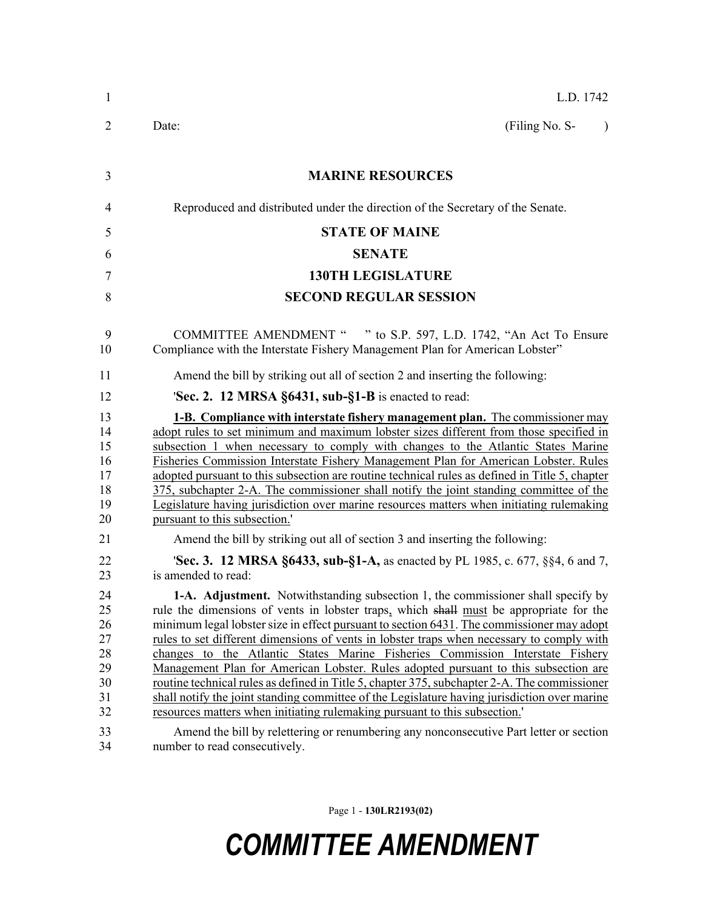L.D. 1742

Date: (Filing No. S- )

**MARINE RESOURCES**

Reproduced and distributed under the direction of the Secretary of the Senate.

**STATE OF MAINE**

**SENATE**

**130TH LEGISLATURE**

**SECOND REGULAR SESSION**

COMMITTEE AMENDMENT " " to S.P. 597, L.D. 1742, "An Act To Ensure Compliance with the Interstate Fishery Management Plan for American Lobster"

Amend the bill by striking out all of section 2 and inserting the following:

'**Sec. 2. 12 MRSA §6431, sub-§1-B** is enacted to read:

**1-B. Compliance with interstate fishery management plan.** The commissioner may adopt rules to set minimum and maximum lobster sizes different from those specified in subsection 1 when necessary to comply with changes to the Atlantic States Marine Fisheries Commission Interstate Fishery Management Plan for American Lobster. Rules adopted pursuant to this subsection are routine technical rules as defined in Title 5, chapter 375, subchapter 2-A. The commissioner shall notify the joint standing committee of the Legislature having jurisdiction over marine resources matters when initiating rulemaking pursuant to this subsection.'

Amend the bill by striking out all of section 3 and inserting the following:

'**Sec. 3. 12 MRSA §6433, sub-§1-A,** as enacted by PL 1985, c. 677, §§4, 6 and 7, is amended to read:

**1-A. Adjustment.** Notwithstanding subsection 1, the commissioner shall specify by rule the dimensions of vents in lobster traps, which ~~shall~~ must be appropriate for the minimum legal lobster size in effect pursuant to section 6431. The commissioner may adopt rules to set different dimensions of vents in lobster traps when necessary to comply with changes to the Atlantic States Marine Fisheries Commission Interstate Fishery Management Plan for American Lobster. Rules adopted pursuant to this subsection are routine technical rules as defined in Title 5, chapter 375, subchapter 2-A. The commissioner shall notify the joint standing committee of the Legislature having jurisdiction over marine resources matters when initiating rulemaking pursuant to this subsection.'

Amend the bill by relettering or renumbering any nonconsecutive Part letter or section number to read consecutively.

# COMMITTEE AMENDMENT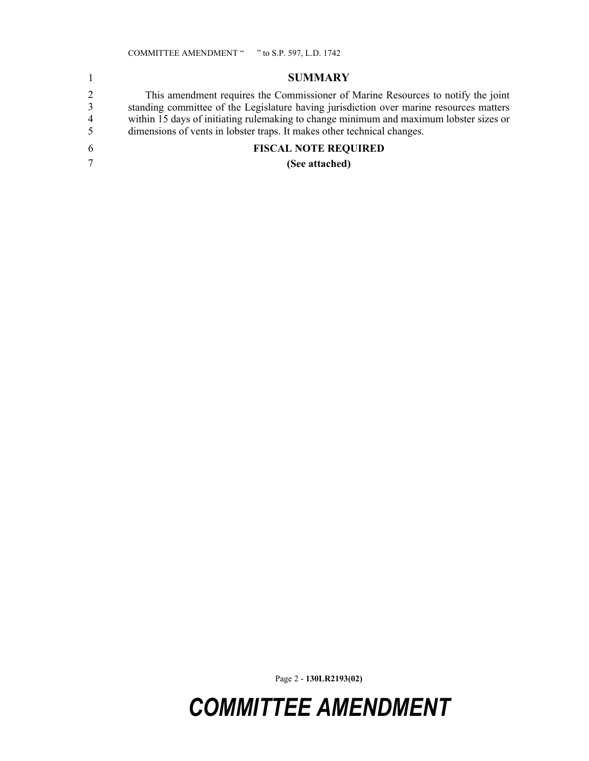## SUMMARY

This amendment requires the Commissioner of Marine Resources to notify the joint standing committee of the Legislature having jurisdiction over marine resources matters within 15 days of initiating rulemaking to change minimum and maximum lobster sizes or dimensions of vents in lobster traps. It makes other technical changes.

**FISCAL NOTE REQUIRED**

**(See attached)**